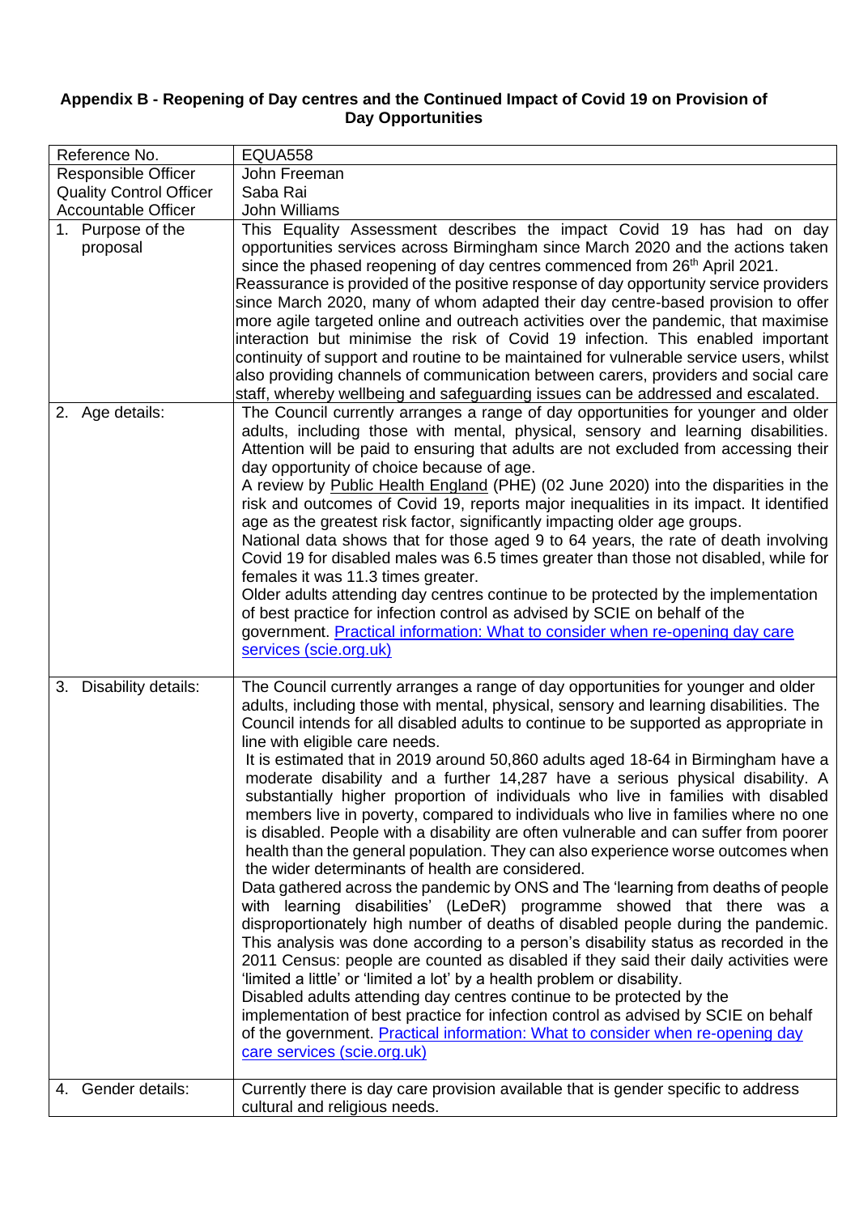# Appendix B - Reopening of Day centres and the Continued Impact of Covid 19 on Provision of Day Opportunities

| Reference No. | EQUA558 |
|---|---|
| Responsible Officer | John Freeman |
| Quality Control Officer | Saba Rai |
| Accountable Officer | John Williams |
| 1. Purpose of the proposal | This Equality Assessment describes the impact Covid 19 has had on day opportunities services across Birmingham since March 2020 and the actions taken since the phased reopening of day centres commenced from 26th April 2021.<br>Reassurance is provided of the positive response of day opportunity service providers since March 2020, many of whom adapted their day centre-based provision to offer more agile targeted online and outreach activities over the pandemic, that maximise interaction but minimise the risk of Covid 19 infection. This enabled important continuity of support and routine to be maintained for vulnerable service users, whilst also providing channels of communication between carers, providers and social care staff, whereby wellbeing and safeguarding issues can be addressed and escalated. |
| 2. Age details: | The Council currently arranges a range of day opportunities for younger and older adults, including those with mental, physical, sensory and learning disabilities. Attention will be paid to ensuring that adults are not excluded from accessing their day opportunity of choice because of age.<br>A review by Public Health England (PHE) (02 June 2020) into the disparities in the risk and outcomes of Covid 19, reports major inequalities in its impact. It identified age as the greatest risk factor, significantly impacting older age groups.<br>National data shows that for those aged 9 to 64 years, the rate of death involving Covid 19 for disabled males was 6.5 times greater than those not disabled, while for females it was 11.3 times greater.<br>Older adults attending day centres continue to be protected by the implementation of best practice for infection control as advised by SCIE on behalf of the government. Practical information: What to consider when re-opening day care services (scie.org.uk) |
| 3. Disability details: | The Council currently arranges a range of day opportunities for younger and older adults, including those with mental, physical, sensory and learning disabilities. The Council intends for all disabled adults to continue to be supported as appropriate in line with eligible care needs.<br>It is estimated that in 2019 around 50,860 adults aged 18-64 in Birmingham have a moderate disability and a further 14,287 have a serious physical disability. A substantially higher proportion of individuals who live in families with disabled members live in poverty, compared to individuals who live in families where no one is disabled. People with a disability are often vulnerable and can suffer from poorer health than the general population. They can also experience worse outcomes when the wider determinants of health are considered.<br>Data gathered across the pandemic by ONS and The 'learning from deaths of people with learning disabilities' (LeDeR) programme showed that there was a disproportionately high number of deaths of disabled people during the pandemic. This analysis was done according to a person's disability status as recorded in the 2011 Census: people are counted as disabled if they said their daily activities were 'limited a little' or 'limited a lot' by a health problem or disability.<br>Disabled adults attending day centres continue to be protected by the implementation of best practice for infection control as advised by SCIE on behalf of the government. Practical information: What to consider when re-opening day care services (scie.org.uk) |
| 4. Gender details: | Currently there is day care provision available that is gender specific to address cultural and religious needs. |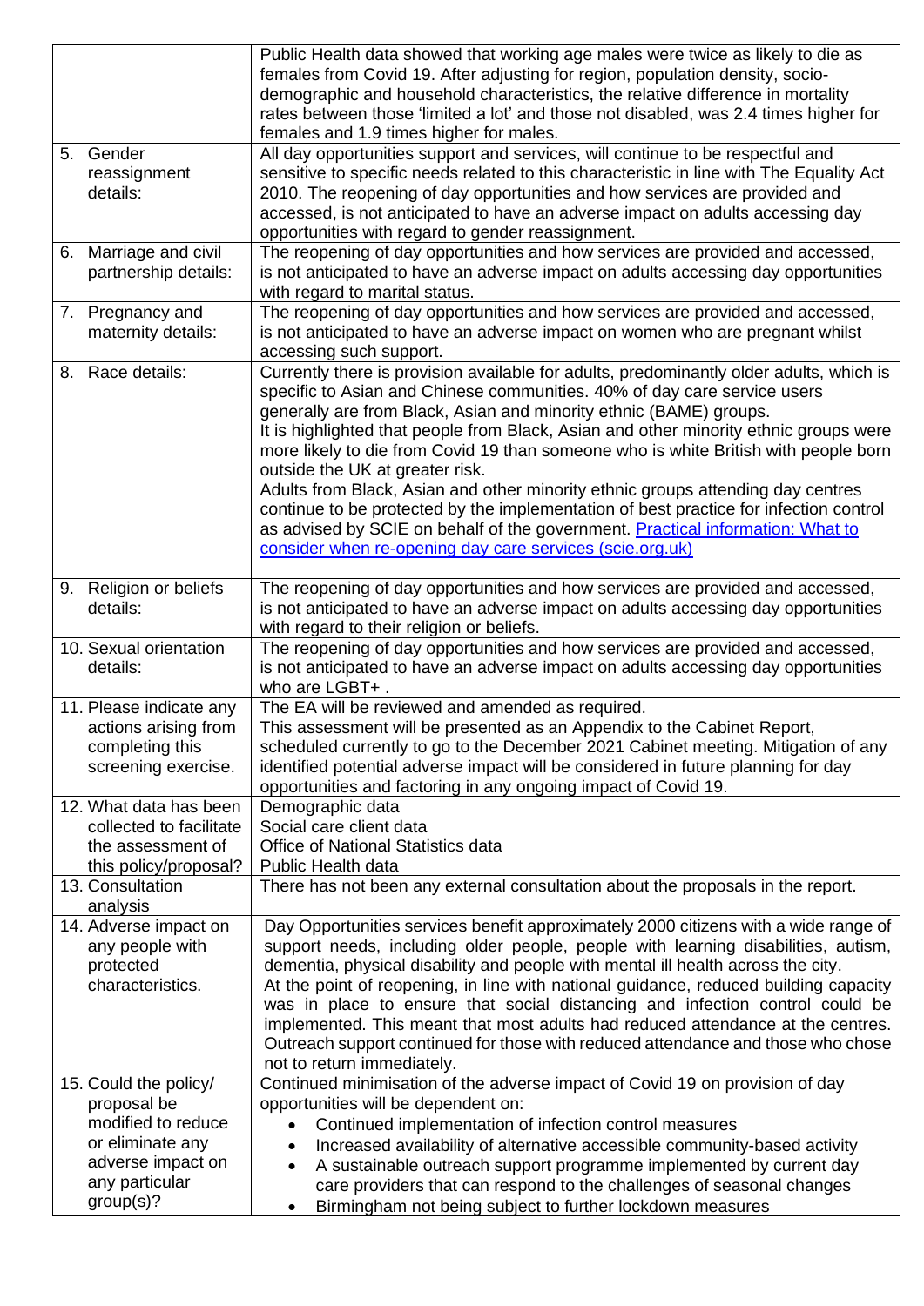| | |
|---|---|
| | Public Health data showed that working age males were twice as likely to die as females from Covid 19. After adjusting for region, population density, socio-demographic and household characteristics, the relative difference in mortality rates between those 'limited a lot' and those not disabled, was 2.4 times higher for females and 1.9 times higher for males. |
| 5. Gender reassignment details: | All day opportunities support and services, will continue to be respectful and sensitive to specific needs related to this characteristic in line with The Equality Act 2010. The reopening of day opportunities and how services are provided and accessed, is not anticipated to have an adverse impact on adults accessing day opportunities with regard to gender reassignment. |
| 6. Marriage and civil partnership details: | The reopening of day opportunities and how services are provided and accessed, is not anticipated to have an adverse impact on adults accessing day opportunities with regard to marital status. |
| 7. Pregnancy and maternity details: | The reopening of day opportunities and how services are provided and accessed, is not anticipated to have an adverse impact on women who are pregnant whilst accessing such support. |
| 8. Race details: | Currently there is provision available for adults, predominantly older adults, which is specific to Asian and Chinese communities. 40% of day care service users generally are from Black, Asian and minority ethnic (BAME) groups.<br>It is highlighted that people from Black, Asian and other minority ethnic groups were more likely to die from Covid 19 than someone who is white British with people born outside the UK at greater risk.<br>Adults from Black, Asian and other minority ethnic groups attending day centres continue to be protected by the implementation of best practice for infection control as advised by SCIE on behalf of the government. [Practical information: What to consider when re-opening day care services (scie.org.uk)] |
| 9. Religion or beliefs details: | The reopening of day opportunities and how services are provided and accessed, is not anticipated to have an adverse impact on adults accessing day opportunities with regard to their religion or beliefs. |
| 10. Sexual orientation details: | The reopening of day opportunities and how services are provided and accessed, is not anticipated to have an adverse impact on adults accessing day opportunities who are LGBT+ . |
| 11. Please indicate any actions arising from completing this screening exercise. | The EA will be reviewed and amended as required.<br>This assessment will be presented as an Appendix to the Cabinet Report, scheduled currently to go to the December 2021 Cabinet meeting. Mitigation of any identified potential adverse impact will be considered in future planning for day opportunities and factoring in any ongoing impact of Covid 19. |
| 12. What data has been collected to facilitate the assessment of this policy/proposal? | Demographic data<br>Social care client data<br>Office of National Statistics data<br>Public Health data |
| 13. Consultation analysis | There has not been any external consultation about the proposals in the report. |
| 14. Adverse impact on any people with protected characteristics. | Day Opportunities services benefit approximately 2000 citizens with a wide range of support needs, including older people, people with learning disabilities, autism, dementia, physical disability and people with mental ill health across the city.<br>At the point of reopening, in line with national guidance, reduced building capacity was in place to ensure that social distancing and infection control could be implemented. This meant that most adults had reduced attendance at the centres. Outreach support continued for those with reduced attendance and those who chose not to return immediately. |
| 15. Could the policy/ proposal be modified to reduce or eliminate any adverse impact on any particular group(s)? | Continued minimisation of the adverse impact of Covid 19 on provision of day opportunities will be dependent on:<br>• Continued implementation of infection control measures<br>• Increased availability of alternative accessible community-based activity<br>• A sustainable outreach support programme implemented by current day care providers that can respond to the challenges of seasonal changes<br>• Birmingham not being subject to further lockdown measures |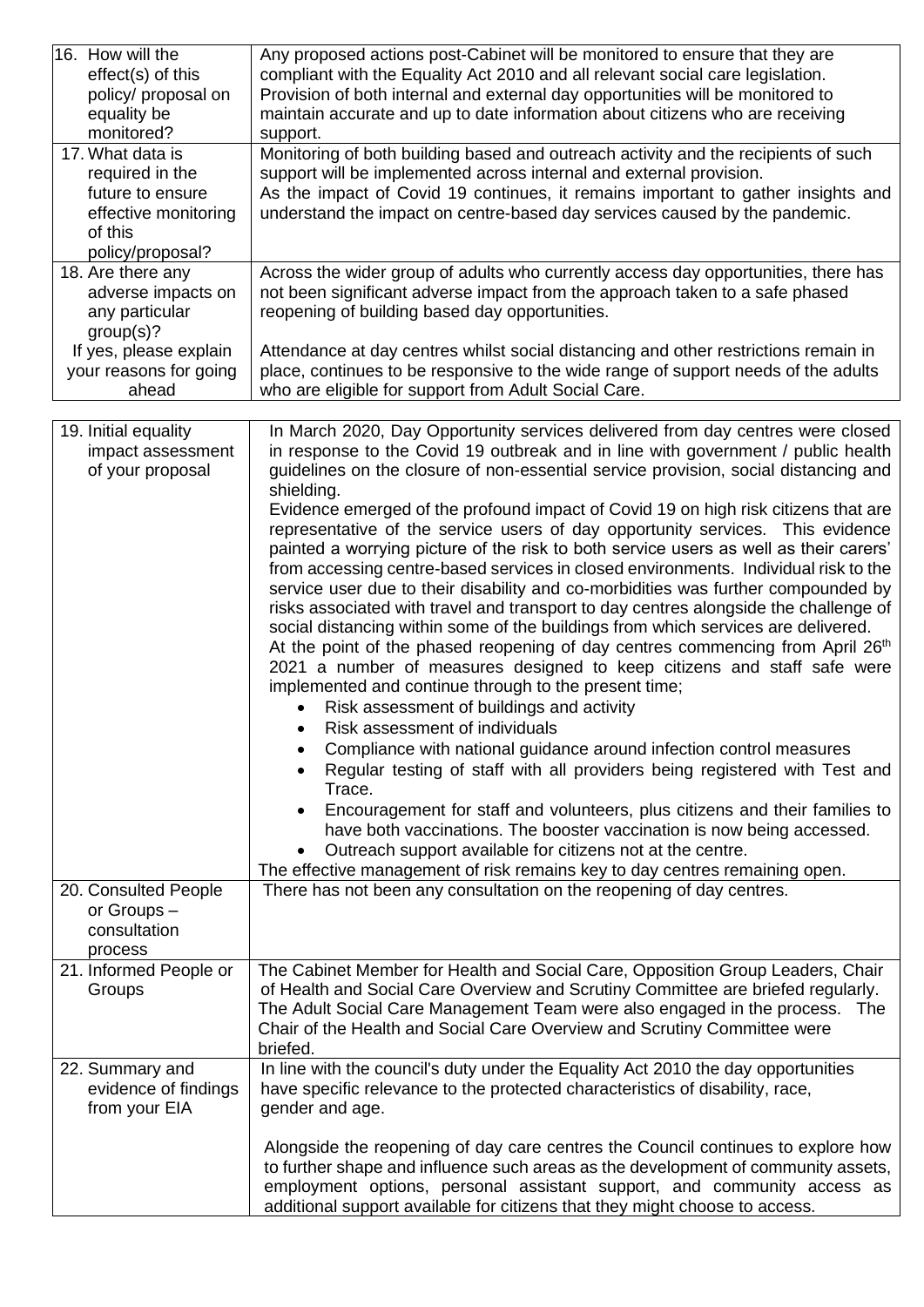| | |
|---|---|
| 16. How will the effect(s) of this policy/ proposal on equality be monitored? | Any proposed actions post-Cabinet will be monitored to ensure that they are compliant with the Equality Act 2010 and all relevant social care legislation. Provision of both internal and external day opportunities will be monitored to maintain accurate and up to date information about citizens who are receiving support. |
| 17. What data is required in the future to ensure effective monitoring of this policy/proposal? | Monitoring of both building based and outreach activity and the recipients of such support will be implemented across internal and external provision.<br>As the impact of Covid 19 continues, it remains important to gather insights and understand the impact on centre-based day services caused by the pandemic. |
| 18. Are there any adverse impacts on any particular group(s)?<br>If yes, please explain your reasons for going ahead | Across the wider group of adults who currently access day opportunities, there has not been significant adverse impact from the approach taken to a safe phased reopening of building based day opportunities.<br><br>Attendance at day centres whilst social distancing and other restrictions remain in place, continues to be responsive to the wide range of support needs of the adults who are eligible for support from Adult Social Care. |

| | |
|---|---|
| 19. Initial equality impact assessment of your proposal | In March 2020, Day Opportunity services delivered from day centres were closed in response to the Covid 19 outbreak and in line with government / public health guidelines on the closure of non-essential service provision, social distancing and shielding.<br>Evidence emerged of the profound impact of Covid 19 on high risk citizens that are representative of the service users of day opportunity services. This evidence painted a worrying picture of the risk to both service users as well as their carers' from accessing centre-based services in closed environments. Individual risk to the service user due to their disability and co-morbidities was further compounded by risks associated with travel and transport to day centres alongside the challenge of social distancing within some of the buildings from which services are delivered.<br>At the point of the phased reopening of day centres commencing from April 26th 2021 a number of measures designed to keep citizens and staff safe were implemented and continue through to the present time;<br>• Risk assessment of buildings and activity<br>• Risk assessment of individuals<br>• Compliance with national guidance around infection control measures<br>• Regular testing of staff with all providers being registered with Test and Trace.<br>• Encouragement for staff and volunteers, plus citizens and their families to have both vaccinations. The booster vaccination is now being accessed.<br>• Outreach support available for citizens not at the centre.<br>The effective management of risk remains key to day centres remaining open. |
| 20. Consulted People or Groups – consultation process | There has not been any consultation on the reopening of day centres. |
| 21. Informed People or Groups | The Cabinet Member for Health and Social Care, Opposition Group Leaders, Chair of Health and Social Care Overview and Scrutiny Committee are briefed regularly. The Adult Social Care Management Team were also engaged in the process. The Chair of the Health and Social Care Overview and Scrutiny Committee were briefed. |
| 22. Summary and evidence of findings from your EIA | In line with the council's duty under the Equality Act 2010 the day opportunities have specific relevance to the protected characteristics of disability, race, gender and age.<br><br>Alongside the reopening of day care centres the Council continues to explore how to further shape and influence such areas as the development of community assets, employment options, personal assistant support, and community access as additional support available for citizens that they might choose to access. |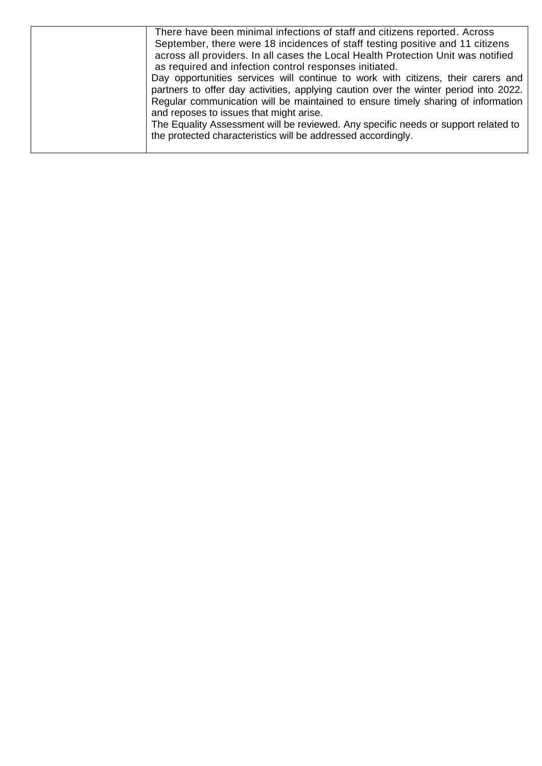| | |
|---|---|
| | There have been minimal infections of staff and citizens reported. Across September, there were 18 incidences of staff testing positive and 11 citizens across all providers. In all cases the Local Health Protection Unit was notified as required and infection control responses initiated.<br>Day opportunities services will continue to work with citizens, their carers and partners to offer day activities, applying caution over the winter period into 2022. Regular communication will be maintained to ensure timely sharing of information and reposes to issues that might arise.<br>The Equality Assessment will be reviewed. Any specific needs or support related to the protected characteristics will be addressed accordingly. |